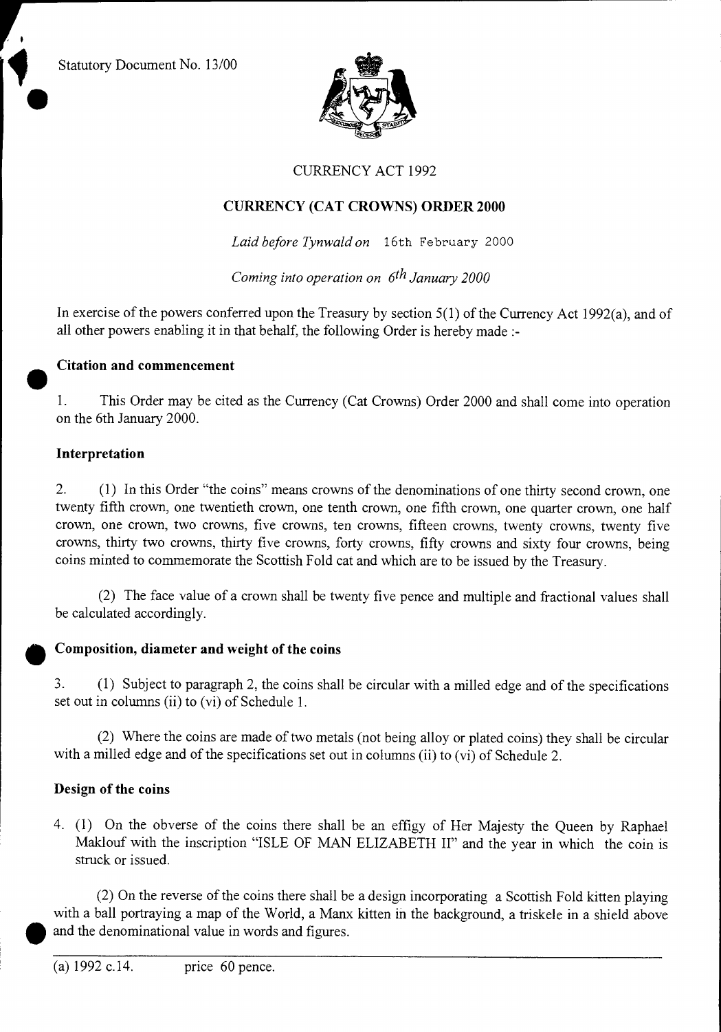Statutory Document No. 13/00

CURRENCY ACT 1992

# CURRENCY (CAT CROWNS) ORDER 2000

*Laid before Tynwald on* 16th February 2000

*Coming into operation on 6th January 2000*

In exercise of the powers conferred upon the Treasury by section 5(1) of the Currency Act 1992(a), and of all other powers enabling it in that behalf, the following Order is hereby made :-

**Citation and commencement**

1. This Order may be cited as the Currency (Cat Crowns) Order 2000 and shall come into operation on the 6th January 2000.

**Interpretation**

2. (1) In this Order "the coins" means crowns of the denominations of one thirty second crown, one twenty fifth crown, one twentieth crown, one tenth crown, one fifth crown, one quarter crown, one half crown, one crown, two crowns, five crowns, ten crowns, fifteen crowns, twenty crowns, twenty five crowns, thirty two crowns, thirty five crowns, forty crowns, fifty crowns and sixty four crowns, being coins minted to commemorate the Scottish Fold cat and which are to be issued by the Treasury.

(2) The face value of a crown shall be twenty five pence and multiple and fractional values shall be calculated accordingly.

**Composition, diameter and weight of the coins**

3. (1) Subject to paragraph 2, the coins shall be circular with a milled edge and of the specifications set out in columns (ii) to (vi) of Schedule 1.

(2) Where the coins are made of two metals (not being alloy or plated coins) they shall be circular with a milled edge and of the specifications set out in columns (ii) to (vi) of Schedule 2.

**Design of the coins**

4. (1) On the obverse of the coins there shall be an effigy of Her Majesty the Queen by Raphael Maklouf with the inscription "ISLE OF MAN ELIZABETH II" and the year in which the coin is struck or issued.

(2) On the reverse of the coins there shall be a design incorporating a Scottish Fold kitten playing with a ball portraying a map of the World, a Manx kitten in the background, a triskele in a shield above and the denominational value in words and figures.

(a) 1992 c.14. price 60 pence.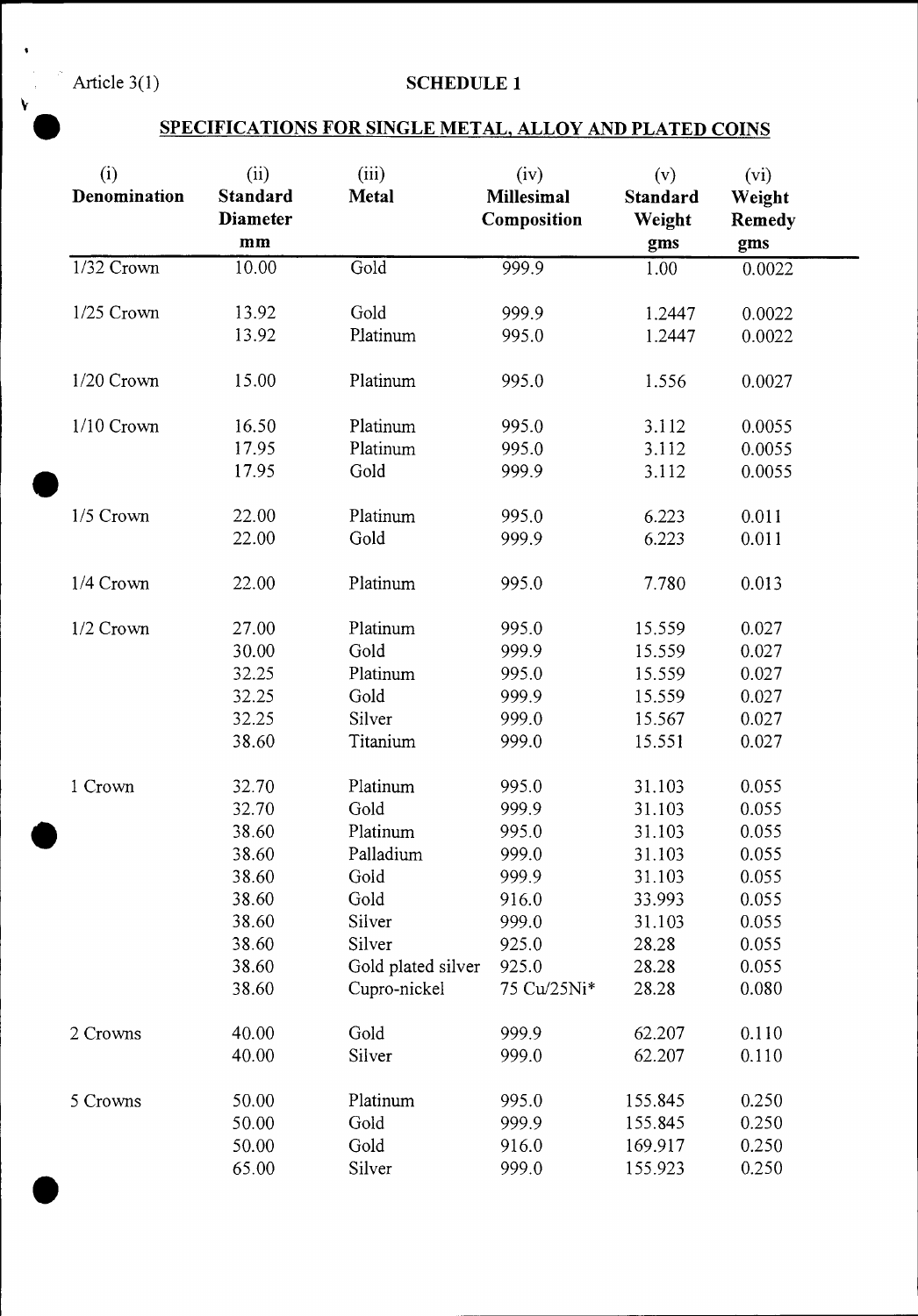Article 3(1)

# SCHEDULE 1

## SPECIFICATIONS FOR SINGLE METAL, ALLOY AND PLATED COINS

| (i) Denomination | (ii) Standard Diameter mm | (iii) Metal | (iv) Millesimal Composition | (v) Standard Weight gms | (vi) Weight Remedy gms |
|---|---|---|---|---|---|
| 1/32 Crown | 10.00 | Gold | 999.9 | 1.00 | 0.0022 |
| 1/25 Crown | 13.92 | Gold | 999.9 | 1.2447 | 0.0022 |
| | 13.92 | Platinum | 995.0 | 1.2447 | 0.0022 |
| 1/20 Crown | 15.00 | Platinum | 995.0 | 1.556 | 0.0027 |
| 1/10 Crown | 16.50 | Platinum | 995.0 | 3.112 | 0.0055 |
| | 17.95 | Platinum | 995.0 | 3.112 | 0.0055 |
| | 17.95 | Gold | 999.9 | 3.112 | 0.0055 |
| 1/5 Crown | 22.00 | Platinum | 995.0 | 6.223 | 0.011 |
| | 22.00 | Gold | 999.9 | 6.223 | 0.011 |
| 1/4 Crown | 22.00 | Platinum | 995.0 | 7.780 | 0.013 |
| 1/2 Crown | 27.00 | Platinum | 995.0 | 15.559 | 0.027 |
| | 30.00 | Gold | 999.9 | 15.559 | 0.027 |
| | 32.25 | Platinum | 995.0 | 15.559 | 0.027 |
| | 32.25 | Gold | 999.9 | 15.559 | 0.027 |
| | 32.25 | Silver | 999.0 | 15.567 | 0.027 |
| | 38.60 | Titanium | 999.0 | 15.551 | 0.027 |
| 1 Crown | 32.70 | Platinum | 995.0 | 31.103 | 0.055 |
| | 32.70 | Gold | 999.9 | 31.103 | 0.055 |
| | 38.60 | Platinum | 995.0 | 31.103 | 0.055 |
| | 38.60 | Palladium | 999.0 | 31.103 | 0.055 |
| | 38.60 | Gold | 999.9 | 31.103 | 0.055 |
| | 38.60 | Gold | 916.0 | 33.993 | 0.055 |
| | 38.60 | Silver | 999.0 | 31.103 | 0.055 |
| | 38.60 | Silver | 925.0 | 28.28 | 0.055 |
| | 38.60 | Gold plated silver | 925.0 | 28.28 | 0.055 |
| | 38.60 | Cupro-nickel | 75 Cu/25Ni* | 28.28 | 0.080 |
| 2 Crowns | 40.00 | Gold | 999.9 | 62.207 | 0.110 |
| | 40.00 | Silver | 999.0 | 62.207 | 0.110 |
| 5 Crowns | 50.00 | Platinum | 995.0 | 155.845 | 0.250 |
| | 50.00 | Gold | 999.9 | 155.845 | 0.250 |
| | 50.00 | Gold | 916.0 | 169.917 | 0.250 |
| | 65.00 | Silver | 999.0 | 155.923 | 0.250 |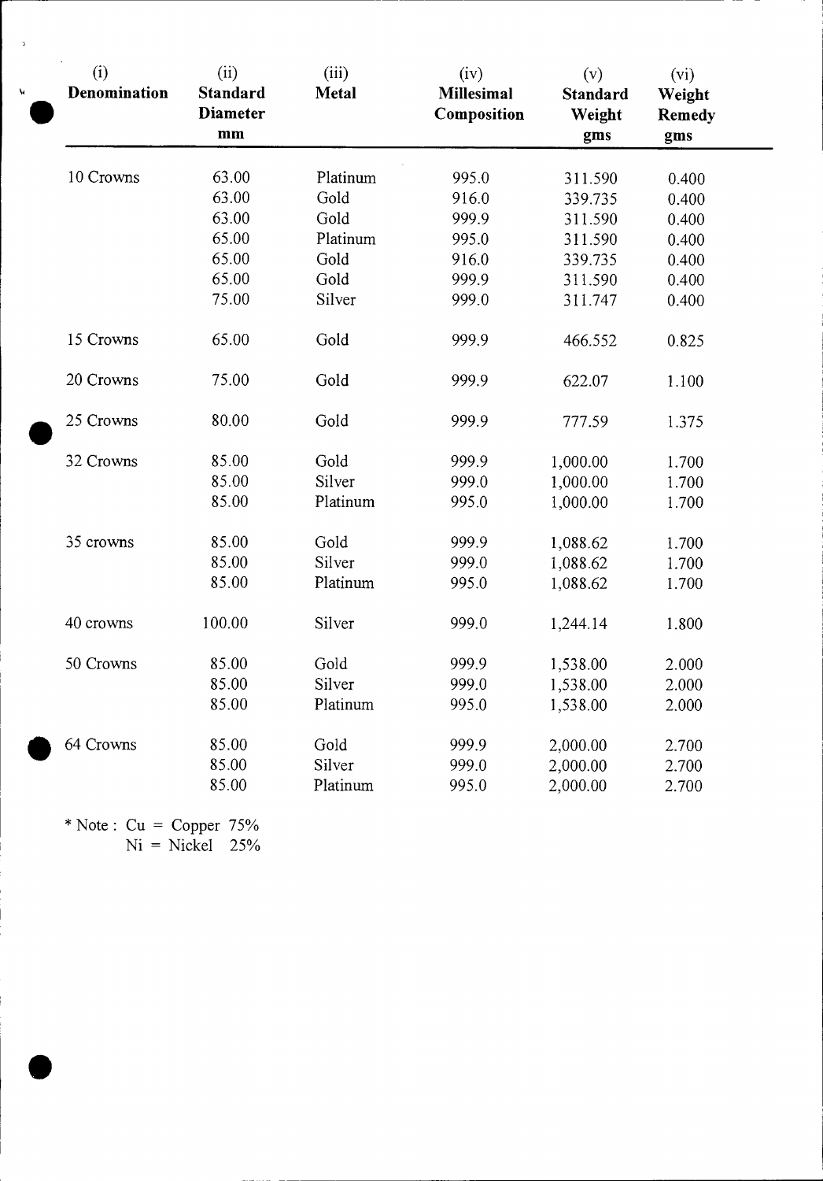| (i) Denomination | (ii) Standard Diameter mm | (iii) Metal | (iv) Millesimal Composition | (v) Standard Weight gms | (vi) Weight Remedy gms |
|---|---|---|---|---|---|
| 10 Crowns | 63.00 | Platinum | 995.0 | 311.590 | 0.400 |
| | 63.00 | Gold | 916.0 | 339.735 | 0.400 |
| | 63.00 | Gold | 999.9 | 311.590 | 0.400 |
| | 65.00 | Platinum | 995.0 | 311.590 | 0.400 |
| | 65.00 | Gold | 916.0 | 339.735 | 0.400 |
| | 65.00 | Gold | 999.9 | 311.590 | 0.400 |
| | 75.00 | Silver | 999.0 | 311.747 | 0.400 |
| 15 Crowns | 65.00 | Gold | 999.9 | 466.552 | 0.825 |
| 20 Crowns | 75.00 | Gold | 999.9 | 622.07 | 1.100 |
| 25 Crowns | 80.00 | Gold | 999.9 | 777.59 | 1.375 |
| 32 Crowns | 85.00 | Gold | 999.9 | 1,000.00 | 1.700 |
| | 85.00 | Silver | 999.0 | 1,000.00 | 1.700 |
| | 85.00 | Platinum | 995.0 | 1,000.00 | 1.700 |
| 35 crowns | 85.00 | Gold | 999.9 | 1,088.62 | 1.700 |
| | 85.00 | Silver | 999.0 | 1,088.62 | 1.700 |
| | 85.00 | Platinum | 995.0 | 1,088.62 | 1.700 |
| 40 crowns | 100.00 | Silver | 999.0 | 1,244.14 | 1.800 |
| 50 Crowns | 85.00 | Gold | 999.9 | 1,538.00 | 2.000 |
| | 85.00 | Silver | 999.0 | 1,538.00 | 2.000 |
| | 85.00 | Platinum | 995.0 | 1,538.00 | 2.000 |
| 64 Crowns | 85.00 | Gold | 999.9 | 2,000.00 | 2.700 |
| | 85.00 | Silver | 999.0 | 2,000.00 | 2.700 |
| | 85.00 | Platinum | 995.0 | 2,000.00 | 2.700 |

* Note : Cu = Copper 75%
Ni = Nickel 25%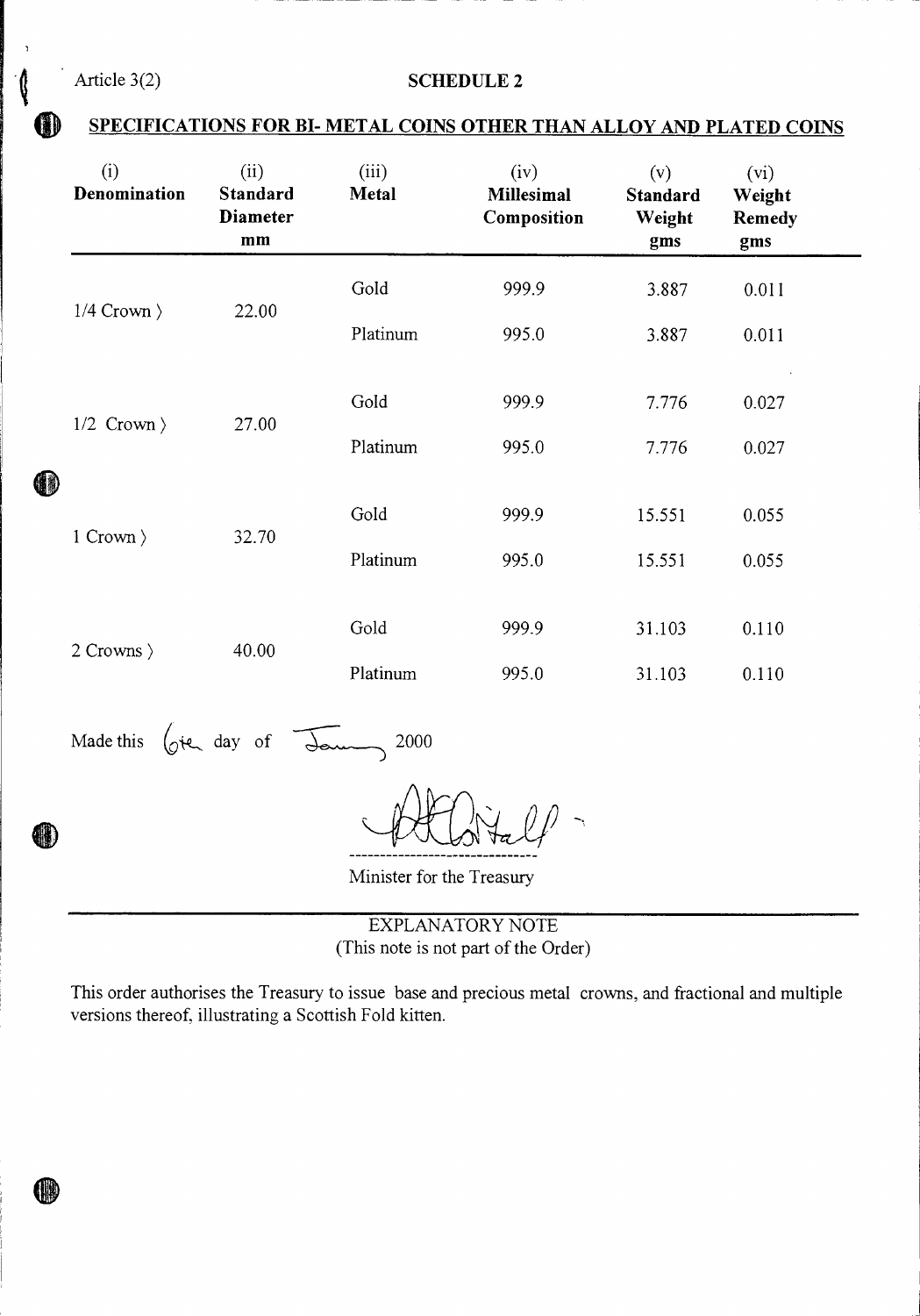Article 3(2)

## SCHEDULE 2

## SPECIFICATIONS FOR BI- METAL COINS OTHER THAN ALLOY AND PLATED COINS

| (i) Denomination | (ii) Standard Diameter mm | (iii) Metal | (iv) Millesimal Composition | (v) Standard Weight gms | (vi) Weight Remedy gms |
|---|---|---|---|---|---|
| 1/4 Crown ⟩ | 22.00 | Gold | 999.9 | 3.887 | 0.011 |
| | | Platinum | 995.0 | 3.887 | 0.011 |
| 1/2 Crown ⟩ | 27.00 | Gold | 999.9 | 7.776 | 0.027 |
| | | Platinum | 995.0 | 7.776 | 0.027 |
| 1 Crown ⟩ | 32.70 | Gold | 999.9 | 15.551 | 0.055 |
| | | Platinum | 995.0 | 15.551 | 0.055 |
| 2 Crowns ⟩ | 40.00 | Gold | 999.9 | 31.103 | 0.110 |
| | | Platinum | 995.0 | 31.103 | 0.110 |

Made this 6th day of January 2000

Minister for the Treasury

EXPLANATORY NOTE
(This note is not part of the Order)

This order authorises the Treasury to issue base and precious metal crowns, and fractional and multiple versions thereof, illustrating a Scottish Fold kitten.